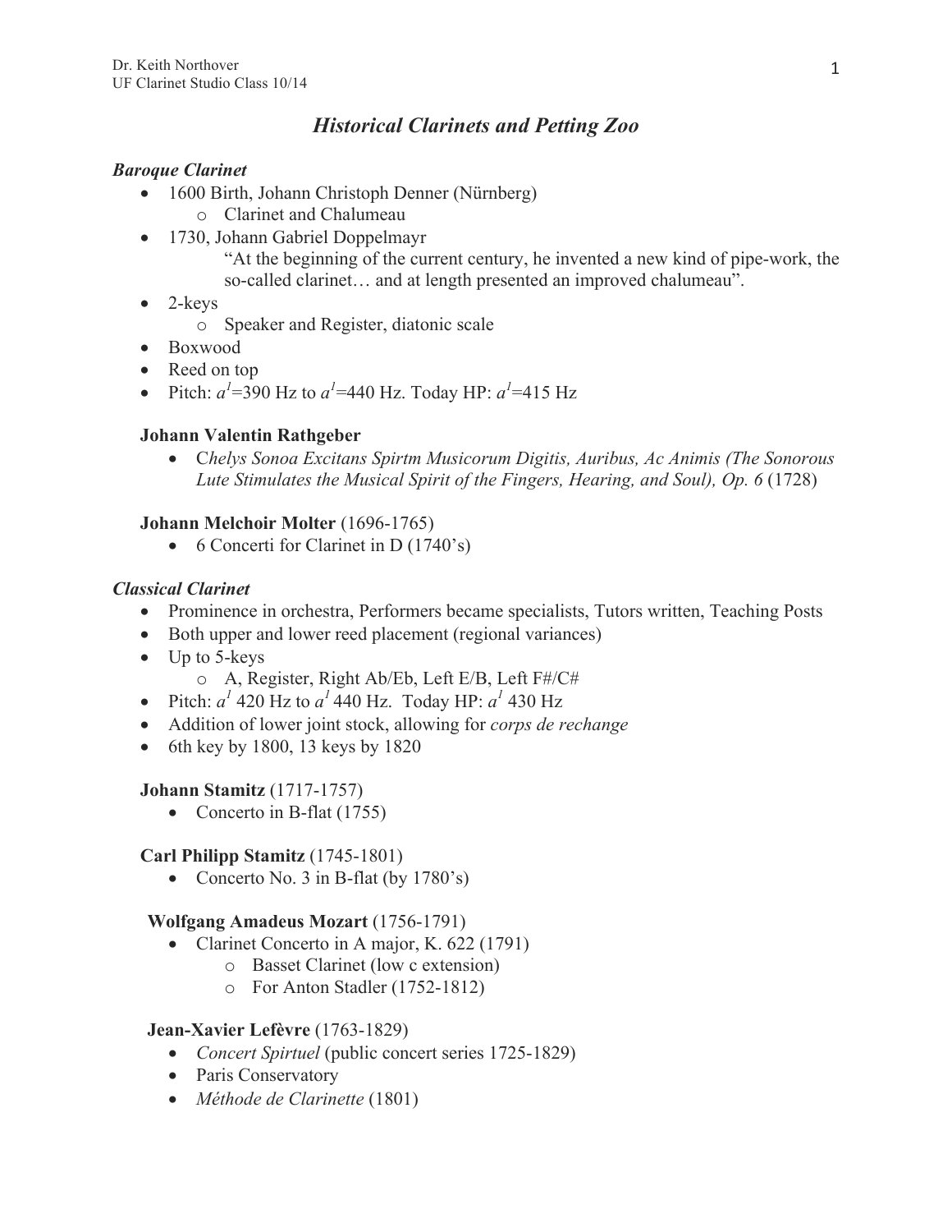Dr. Keith Northover
UF Clarinet Studio Class 10/14

# *Historical Clarinets and Petting Zoo*

## *Baroque Clarinet*

- 1600 Birth, Johann Christoph Denner (Nürnberg)
  - Clarinet and Chalumeau
- 1730, Johann Gabriel Doppelmayr
  
  "At the beginning of the current century, he invented a new kind of pipe-work, the so-called clarinet… and at length presented an improved chalumeau".
- 2-keys
  - Speaker and Register, diatonic scale
- Boxwood
- Reed on top
- Pitch: $a^1$=390 Hz to $a^1$=440 Hz. Today HP: $a^1$=415 Hz

### Johann Valentin Rathgeber

- C*helys Sonoa Excitans Spirtm Musicorum Digitis, Auribus, Ac Animis (The Sonorous Lute Stimulates the Musical Spirit of the Fingers, Hearing, and Soul), Op. 6* (1728)

### Johann Melchoir Molter (1696-1765)

- 6 Concerti for Clarinet in D (1740's)

## *Classical Clarinet*

- Prominence in orchestra, Performers became specialists, Tutors written, Teaching Posts
- Both upper and lower reed placement (regional variances)
- Up to 5-keys
  - A, Register, Right Ab/Eb, Left E/B, Left F#/C#
- Pitch: $a^1$ 420 Hz to $a^1$ 440 Hz. Today HP: $a^1$ 430 Hz
- Addition of lower joint stock, allowing for *corps de rechange*
- 6th key by 1800, 13 keys by 1820

### Johann Stamitz (1717-1757)

- Concerto in B-flat (1755)

### Carl Philipp Stamitz (1745-1801)

- Concerto No. 3 in B-flat (by 1780's)

### Wolfgang Amadeus Mozart (1756-1791)

- Clarinet Concerto in A major, K. 622 (1791)
  - Basset Clarinet (low c extension)
  - For Anton Stadler (1752-1812)

### Jean-Xavier Lefèvre (1763-1829)

- *Concert Spirtuel* (public concert series 1725-1829)
- Paris Conservatory
- *Méthode de Clarinette* (1801)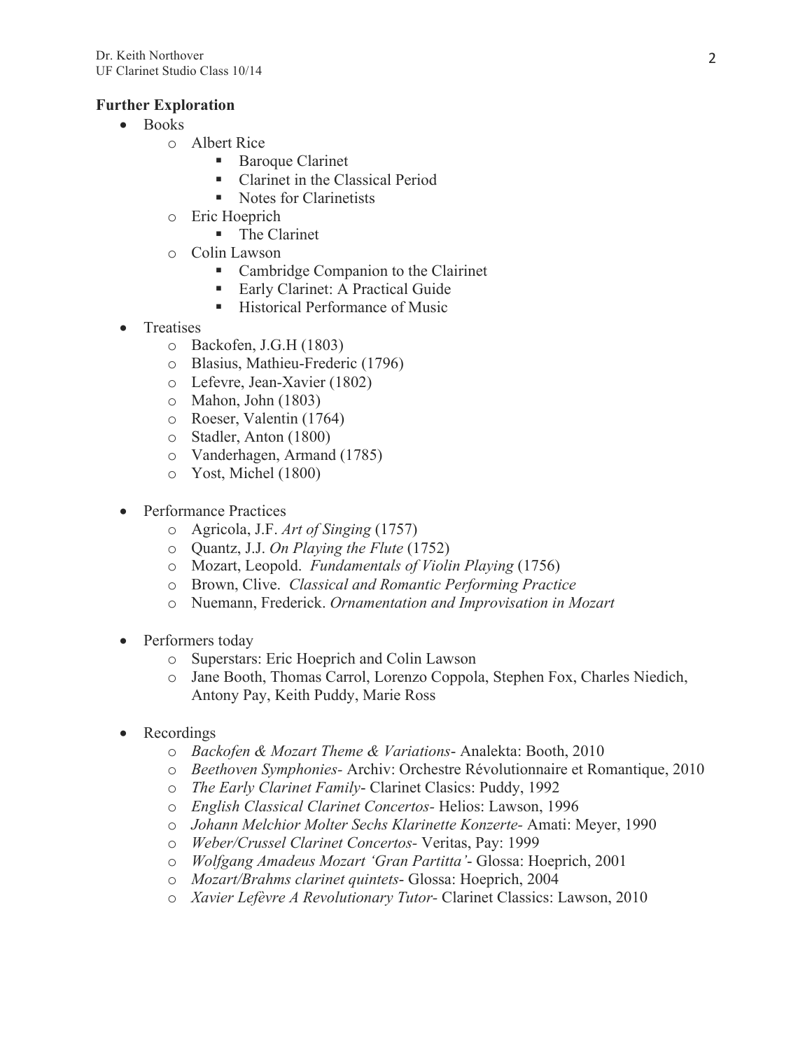**Further Exploration**

- Books
  - Albert Rice
    - Baroque Clarinet
    - Clarinet in the Classical Period
    - Notes for Clarinetists
  - Eric Hoeprich
    - The Clarinet
  - Colin Lawson
    - Cambridge Companion to the Clairinet
    - Early Clarinet: A Practical Guide
    - Historical Performance of Music
- Treatises
  - Backofen, J.G.H (1803)
  - Blasius, Mathieu-Frederic (1796)
  - Lefevre, Jean-Xavier (1802)
  - Mahon, John (1803)
  - Roeser, Valentin (1764)
  - Stadler, Anton (1800)
  - Vanderhagen, Armand (1785)
  - Yost, Michel (1800)
- Performance Practices
  - Agricola, J.F. *Art of Singing* (1757)
  - Quantz, J.J. *On Playing the Flute* (1752)
  - Mozart, Leopold. *Fundamentals of Violin Playing* (1756)
  - Brown, Clive. *Classical and Romantic Performing Practice*
  - Nuemann, Frederick. *Ornamentation and Improvisation in Mozart*
- Performers today
  - Superstars: Eric Hoeprich and Colin Lawson
  - Jane Booth, Thomas Carrol, Lorenzo Coppola, Stephen Fox, Charles Niedich, Antony Pay, Keith Puddy, Marie Ross
- Recordings
  - *Backofen & Mozart Theme & Variations*- Analekta: Booth, 2010
  - *Beethoven Symphonies*- Archiv: Orchestre Révolutionnaire et Romantique, 2010
  - *The Early Clarinet Family*- Clarinet Clasics: Puddy, 1992
  - *English Classical Clarinet Concertos*- Helios: Lawson, 1996
  - *Johann Melchior Molter Sechs Klarinette Konzerte*- Amati: Meyer, 1990
  - *Weber/Crussel Clarinet Concertos*- Veritas, Pay: 1999
  - *Wolfgang Amadeus Mozart 'Gran Partitta'*- Glossa: Hoeprich, 2001
  - *Mozart/Brahms clarinet quintets*- Glossa: Hoeprich, 2004
  - *Xavier Lefèvre A Revolutionary Tutor*- Clarinet Classics: Lawson, 2010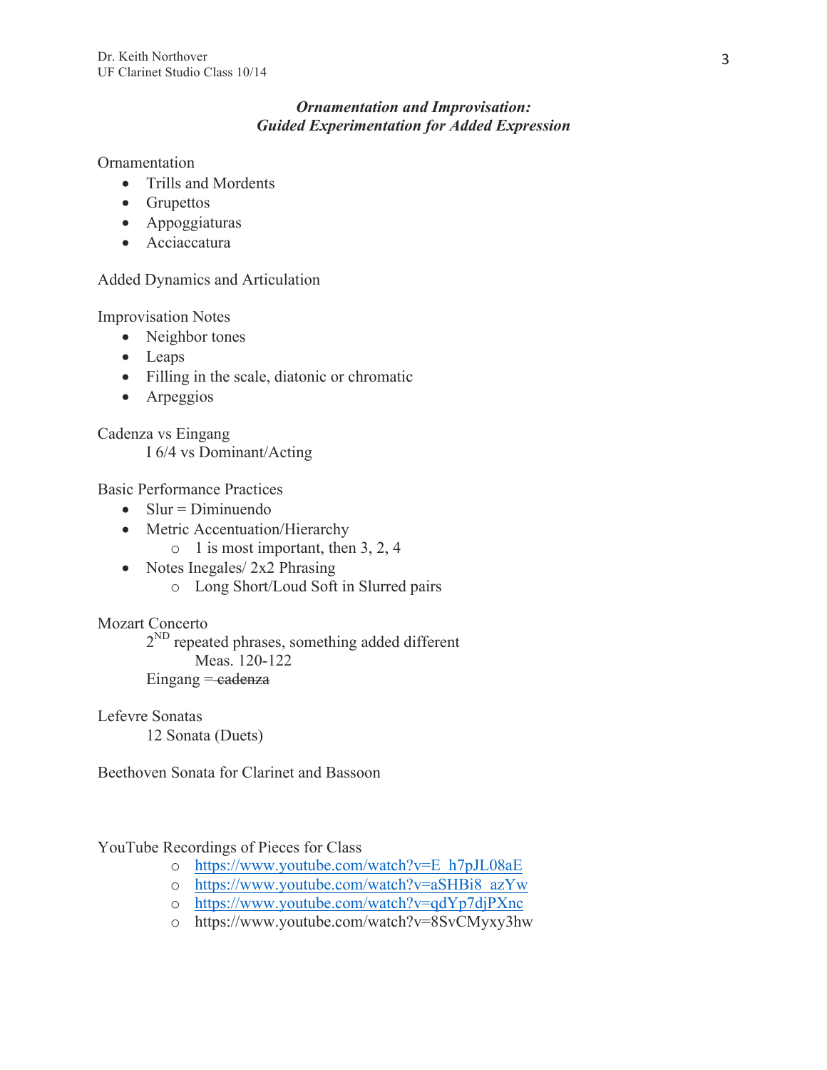Dr. Keith Northover
UF Clarinet Studio Class 10/14

## *Ornamentation and Improvisation: Guided Experimentation for Added Expression*

Ornamentation
- Trills and Mordents
- Grupettos
- Appoggiaturas
- Acciaccatura

Added Dynamics and Articulation

Improvisation Notes
- Neighbor tones
- Leaps
- Filling in the scale, diatonic or chromatic
- Arpeggios

Cadenza vs Eingang

    I 6/4 vs Dominant/Acting

Basic Performance Practices
- Slur = Diminuendo
- Metric Accentuation/Hierarchy
    - 1 is most important, then 3, 2, 4
- Notes Inegales/ 2x2 Phrasing
    - Long Short/Loud Soft in Slurred pairs

Mozart Concerto

    2ND repeated phrases, something added different

        Meas. 120-122

    Eingang = ~~cadenza~~

Lefevre Sonatas

    12 Sonata (Duets)

Beethoven Sonata for Clarinet and Bassoon

YouTube Recordings of Pieces for Class
- https://www.youtube.com/watch?v=E_h7pJL08aE
- https://www.youtube.com/watch?v=aSHBi8_azYw
- https://www.youtube.com/watch?v=qdYp7djPXnc
- https://www.youtube.com/watch?v=8SvCMyxy3hw